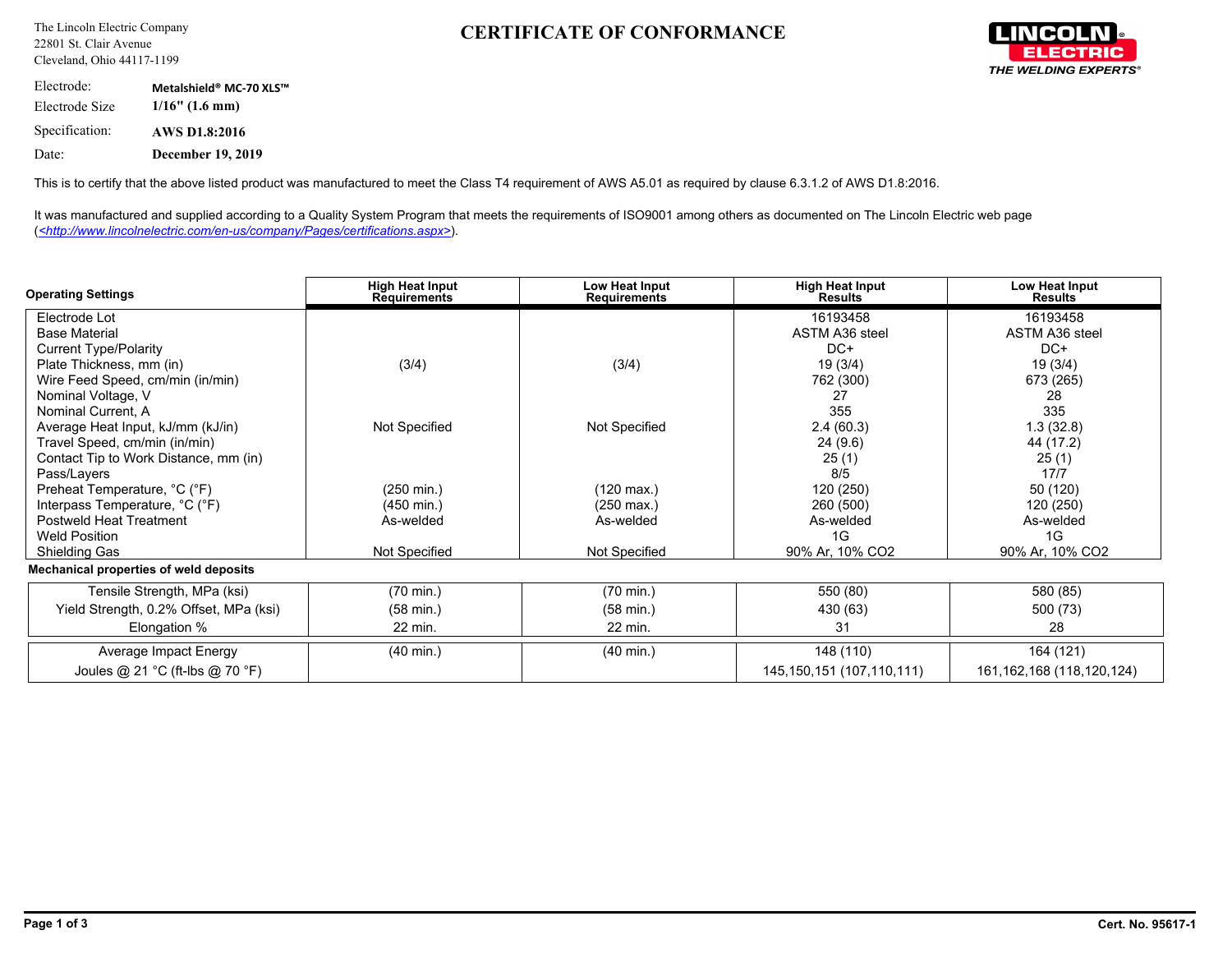The Lincoln Electric Company
22801 St. Clair Avenue
Cleveland, Ohio 44117-1199

# CERTIFICATE OF CONFORMANCE

LINCOLN ELECTRIC
THE WELDING EXPERTS®

| | |
|---|---|
| Electrode: | **Metalshield® MC-70 XLS™** |
| Electrode Size | **1/16" (1.6 mm)** |
| Specification: | **AWS D1.8:2016** |
| Date: | **December 19, 2019** |

This is to certify that the above listed product was manufactured to meet the Class T4 requirement of AWS A5.01 as required by clause 6.3.1.2 of AWS D1.8:2016.

It was manufactured and supplied according to a Quality System Program that meets the requirements of ISO9001 among others as documented on The Lincoln Electric web page (<http://www.lincolnelectric.com/en-us/company/Pages/certifications.aspx>).

| **Operating Settings** | **High Heat Input Requirements** | **Low Heat Input Requirements** | **High Heat Input Results** | **Low Heat Input Results** |
|---|---|---|---|---|
| Electrode Lot | | | 16193458 | 16193458 |
| Base Material | | | ASTM A36 steel | ASTM A36 steel |
| Current Type/Polarity | | | DC+ | DC+ |
| Plate Thickness, mm (in) | (3/4) | (3/4) | 19 (3/4) | 19 (3/4) |
| Wire Feed Speed, cm/min (in/min) | | | 762 (300) | 673 (265) |
| Nominal Voltage, V | | | 27 | 28 |
| Nominal Current, A | | | 355 | 335 |
| Average Heat Input, kJ/mm (kJ/in) | Not Specified | Not Specified | 2.4 (60.3) | 1.3 (32.8) |
| Travel Speed, cm/min (in/min) | | | 24 (9.6) | 44 (17.2) |
| Contact Tip to Work Distance, mm (in) | | | 25 (1) | 25 (1) |
| Pass/Layers | | | 8/5 | 17/7 |
| Preheat Temperature, °C (°F) | (250 min.) | (120 max.) | 120 (250) | 50 (120) |
| Interpass Temperature, °C (°F) | (450 min.) | (250 max.) | 260 (500) | 120 (250) |
| Postweld Heat Treatment | As-welded | As-welded | As-welded | As-welded |
| Weld Position | | | 1G | 1G |
| Shielding Gas | Not Specified | Not Specified | 90% Ar, 10% $CO_2$ | 90% Ar, 10% $CO_2$ |

**Mechanical properties of weld deposits**

| | | | | |
|---|---|---|---|---|
| Tensile Strength, MPa (ksi) | (70 min.) | (70 min.) | 550 (80) | 580 (85) |
| Yield Strength, 0.2% Offset, MPa (ksi) | (58 min.) | (58 min.) | 430 (63) | 500 (73) |
| Elongation % | 22 min. | 22 min. | 31 | 28 |
| Average Impact Energy | (40 min.) | (40 min.) | 148 (110) | 164 (121) |
| Joules @ 21 °C (ft-lbs @ 70 °F) | | | 145,150,151 (107,110,111) | 161,162,168 (118,120,124) |

**Cert. No. 95617-1**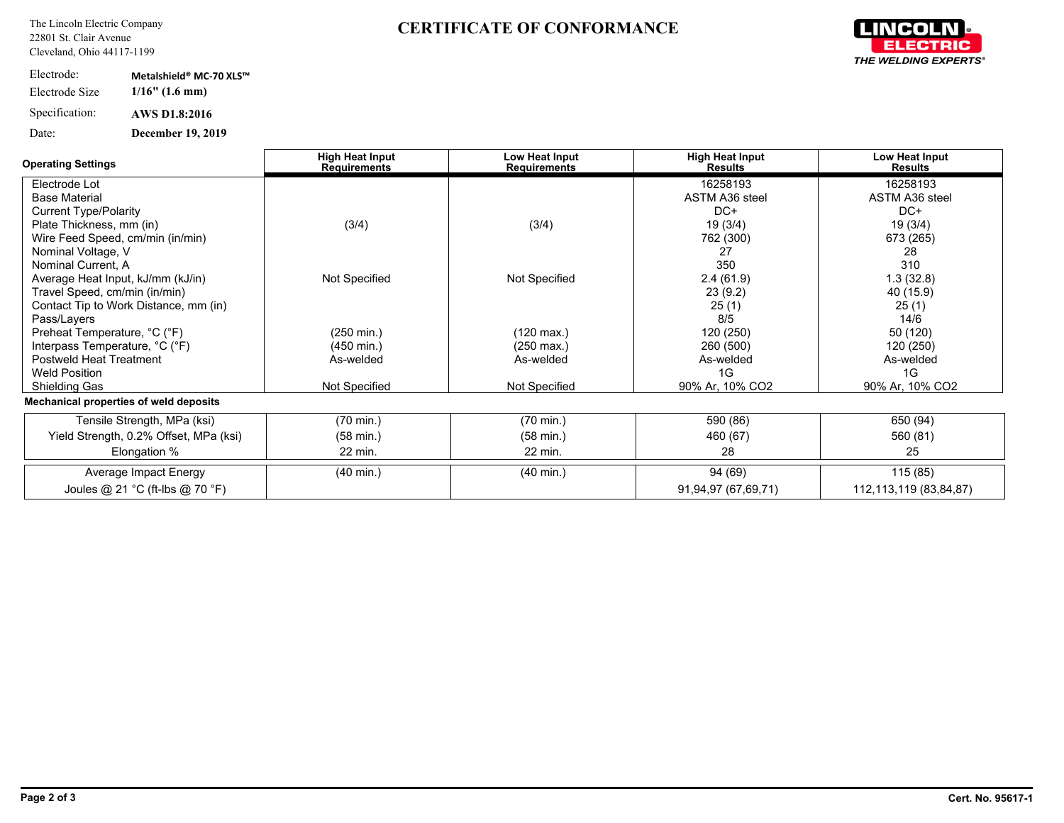The Lincoln Electric Company
22801 St. Clair Avenue
Cleveland, Ohio 44117-1199

# CERTIFICATE OF CONFORMANCE

LINCOLN ELECTRIC
THE WELDING EXPERTS®

| | |
|---|---|
| Electrode: | **Metalshield® MC-70 XLS™** |
| Electrode Size | **1/16" (1.6 mm)** |
| Specification: | **AWS D1.8:2016** |
| Date: | **December 19, 2019** |

| Operating Settings | High Heat Input Requirements | Low Heat Input Requirements | High Heat Input Results | Low Heat Input Results |
|---|---|---|---|---|
| Electrode Lot | | | 16258193 | 16258193 |
| Base Material | | | ASTM A36 steel | ASTM A36 steel |
| Current Type/Polarity | | | DC+ | DC+ |
| Plate Thickness, mm (in) | (3/4) | (3/4) | 19 (3/4) | 19 (3/4) |
| Wire Feed Speed, cm/min (in/min) | | | 762 (300) | 673 (265) |
| Nominal Voltage, V | | | 27 | 28 |
| Nominal Current, A | | | 350 | 310 |
| Average Heat Input, kJ/mm (kJ/in) | Not Specified | Not Specified | 2.4 (61.9) | 1.3 (32.8) |
| Travel Speed, cm/min (in/min) | | | 23 (9.2) | 40 (15.9) |
| Contact Tip to Work Distance, mm (in) | | | 25 (1) | 25 (1) |
| Pass/Layers | | | 8/5 | 14/6 |
| Preheat Temperature, °C (°F) | (250 min.) | (120 max.) | 120 (250) | 50 (120) |
| Interpass Temperature, °C (°F) | (450 min.) | (250 max.) | 260 (500) | 120 (250) |
| Postweld Heat Treatment | As-welded | As-welded | As-welded | As-welded |
| Weld Position | | | 1G | 1G |
| Shielding Gas | Not Specified | Not Specified | 90% Ar, 10% $CO_2$ | 90% Ar, 10% $CO_2$ |

**Mechanical properties of weld deposits**

| | High Heat Input Requirements | Low Heat Input Requirements | High Heat Input Results | Low Heat Input Results |
|---|---|---|---|---|
| Tensile Strength, MPa (ksi) | (70 min.) | (70 min.) | 590 (86) | 650 (94) |
| Yield Strength, 0.2% Offset, MPa (ksi) | (58 min.) | (58 min.) | 460 (67) | 560 (81) |
| Elongation % | 22 min. | 22 min. | 28 | 25 |
| Average Impact Energy | (40 min.) | (40 min.) | 94 (69) | 115 (85) |
| Joules @ 21 °C (ft-lbs @ 70 °F) | | | 91,94,97 (67,69,71) | 112,113,119 (83,84,87) |

Cert. No. 95617-1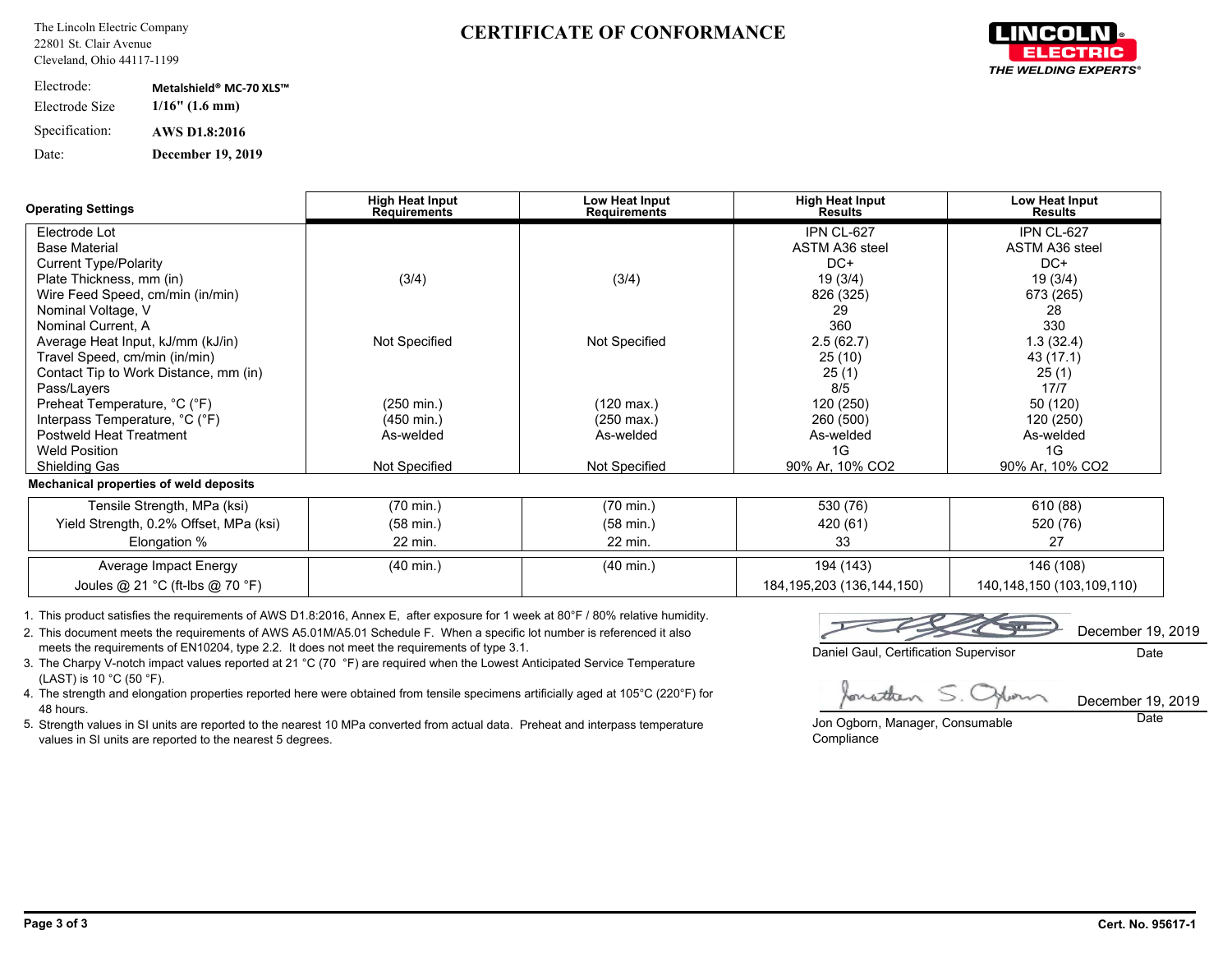The Lincoln Electric Company
22801 St. Clair Avenue
Cleveland, Ohio 44117-1199

# CERTIFICATE OF CONFORMANCE

LINCOLN ELECTRIC®
THE WELDING EXPERTS®

| | |
|---|---|
| Electrode: | **Metalshield® MC-70 XLS™** |
| Electrode Size | **1/16" (1.6 mm)** |
| Specification: | **AWS D1.8:2016** |
| Date: | **December 19, 2019** |

| **Operating Settings** | **High Heat Input Requirements** | **Low Heat Input Requirements** | **High Heat Input Results** | **Low Heat Input Results** |
|---|---|---|---|---|
| Electrode Lot | | | IPN CL-627 | IPN CL-627 |
| Base Material | | | ASTM A36 steel | ASTM A36 steel |
| Current Type/Polarity | | | DC+ | DC+ |
| Plate Thickness, mm (in) | (3/4) | (3/4) | 19 (3/4) | 19 (3/4) |
| Wire Feed Speed, cm/min (in/min) | | | 826 (325) | 673 (265) |
| Nominal Voltage, V | | | 29 | 28 |
| Nominal Current, A | | | 360 | 330 |
| Average Heat Input, kJ/mm (kJ/in) | Not Specified | Not Specified | 2.5 (62.7) | 1.3 (32.4) |
| Travel Speed, cm/min (in/min) | | | 25 (10) | 43 (17.1) |
| Contact Tip to Work Distance, mm (in) | | | 25 (1) | 25 (1) |
| Pass/Layers | | | 8/5 | 17/7 |
| Preheat Temperature, °C (°F) | (250 min.) | (120 max.) | 120 (250) | 50 (120) |
| Interpass Temperature, °C (°F) | (450 min.) | (250 max.) | 260 (500) | 120 (250) |
| Postweld Heat Treatment | As-welded | As-welded | As-welded | As-welded |
| Weld Position | | | 1G | 1G |
| Shielding Gas | Not Specified | Not Specified | 90% Ar, 10% $CO_2$ | 90% Ar, 10% $CO_2$ |

**Mechanical properties of weld deposits**

| | | | | |
|---|---|---|---|---|
| Tensile Strength, MPa (ksi) | (70 min.) | (70 min.) | 530 (76) | 610 (88) |
| Yield Strength, 0.2% Offset, MPa (ksi) | (58 min.) | (58 min.) | 420 (61) | 520 (76) |
| Elongation % | 22 min. | 22 min. | 33 | 27 |
| Average Impact Energy | (40 min.) | (40 min.) | 194 (143) | 146 (108) |
| Joules @ 21 °C (ft-lbs @ 70 °F) | | | 184,195,203 (136,144,150) | 140,148,150 (103,109,110) |

1. This product satisfies the requirements of AWS D1.8:2016, Annex E, after exposure for 1 week at 80°F / 80% relative humidity.
2. This document meets the requirements of AWS A5.01M/A5.01 Schedule F. When a specific lot number is referenced it also meets the requirements of EN10204, type 2.2. It does not meet the requirements of type 3.1.
3. The Charpy V-notch impact values reported at 21 °C (70 °F) are required when the Lowest Anticipated Service Temperature (LAST) is 10 °C (50 °F).
4. The strength and elongation properties reported here were obtained from tensile specimens artificially aged at 105°C (220°F) for 48 hours.
5. Strength values in SI units are reported to the nearest 10 MPa converted from actual data. Preheat and interpass temperature values in SI units are reported to the nearest 5 degrees.

Daniel Gaul, Certification Supervisor — December 19, 2019 (Date)

Jon Ogborn, Manager, Consumable Compliance — December 19, 2019 (Date)

Cert. No. 95617-1